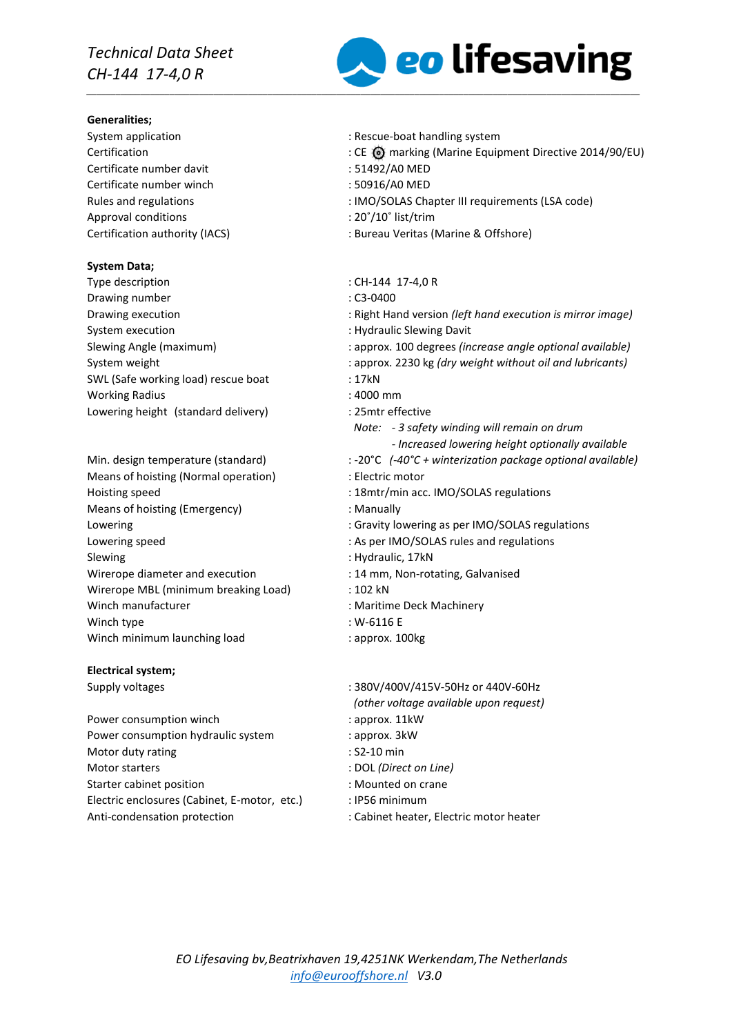# Technical Data Sheet
## CH-144 17-4,0 R

eo lifesaving

**Generalities;**

| | |
|---|---|
| System application | : Rescue-boat handling system |
| Certification | : CE ⊛ marking (Marine Equipment Directive 2014/90/EU) |
| Certificate number davit | : 51492/A0 MED |
| Certificate number winch | : 50916/A0 MED |
| Rules and regulations | : IMO/SOLAS Chapter III requirements (LSA code) |
| Approval conditions | : 20˚/10˚ list/trim |
| Certification authority (IACS) | : Bureau Veritas (Marine & Offshore) |

**System Data;**

| | |
|---|---|
| Type description | : CH-144 17-4,0 R |
| Drawing number | : C3-0400 |
| Drawing execution | : Right Hand version *(left hand execution is mirror image)* |
| System execution | : Hydraulic Slewing Davit |
| Slewing Angle (maximum) | : approx. 100 degrees *(increase angle optional available)* |
| System weight | : approx. 2230 kg *(dry weight without oil and lubricants)* |
| SWL (Safe working load) rescue boat | : 17kN |
| Working Radius | : 4000 mm |
| Lowering height (standard delivery) | : 25mtr effective |
| | *Note: - 3 safety winding will remain on drum* |
| | *- Increased lowering height optionally available* |
| Min. design temperature (standard) | : -20°C *(-40°C + winterization package optional available)* |
| Means of hoisting (Normal operation) | : Electric motor |
| Hoisting speed | : 18mtr/min acc. IMO/SOLAS regulations |
| Means of hoisting (Emergency) | : Manually |
| Lowering | : Gravity lowering as per IMO/SOLAS regulations |
| Lowering speed | : As per IMO/SOLAS rules and regulations |
| Slewing | : Hydraulic, 17kN |
| Wirerope diameter and execution | : 14 mm, Non-rotating, Galvanised |
| Wirerope MBL (minimum breaking Load) | : 102 kN |
| Winch manufacturer | : Maritime Deck Machinery |
| Winch type | : W-6116 E |
| Winch minimum launching load | : approx. 100kg |

**Electrical system;**

| | |
|---|---|
| Supply voltages | : 380V/400V/415V-50Hz or 440V-60Hz *(other voltage available upon request)* |
| Power consumption winch | : approx. 11kW |
| Power consumption hydraulic system | : approx. 3kW |
| Motor duty rating | : S2-10 min |
| Motor starters | : DOL *(Direct on Line)* |
| Starter cabinet position | : Mounted on crane |
| Electric enclosures (Cabinet, E-motor, etc.) | : IP56 minimum |
| Anti-condensation protection | : Cabinet heater, Electric motor heater |

*EO Lifesaving bv,Beatrixhaven 19,4251NK Werkendam,The Netherlands*
*info@eurooffshore.nl V3.0*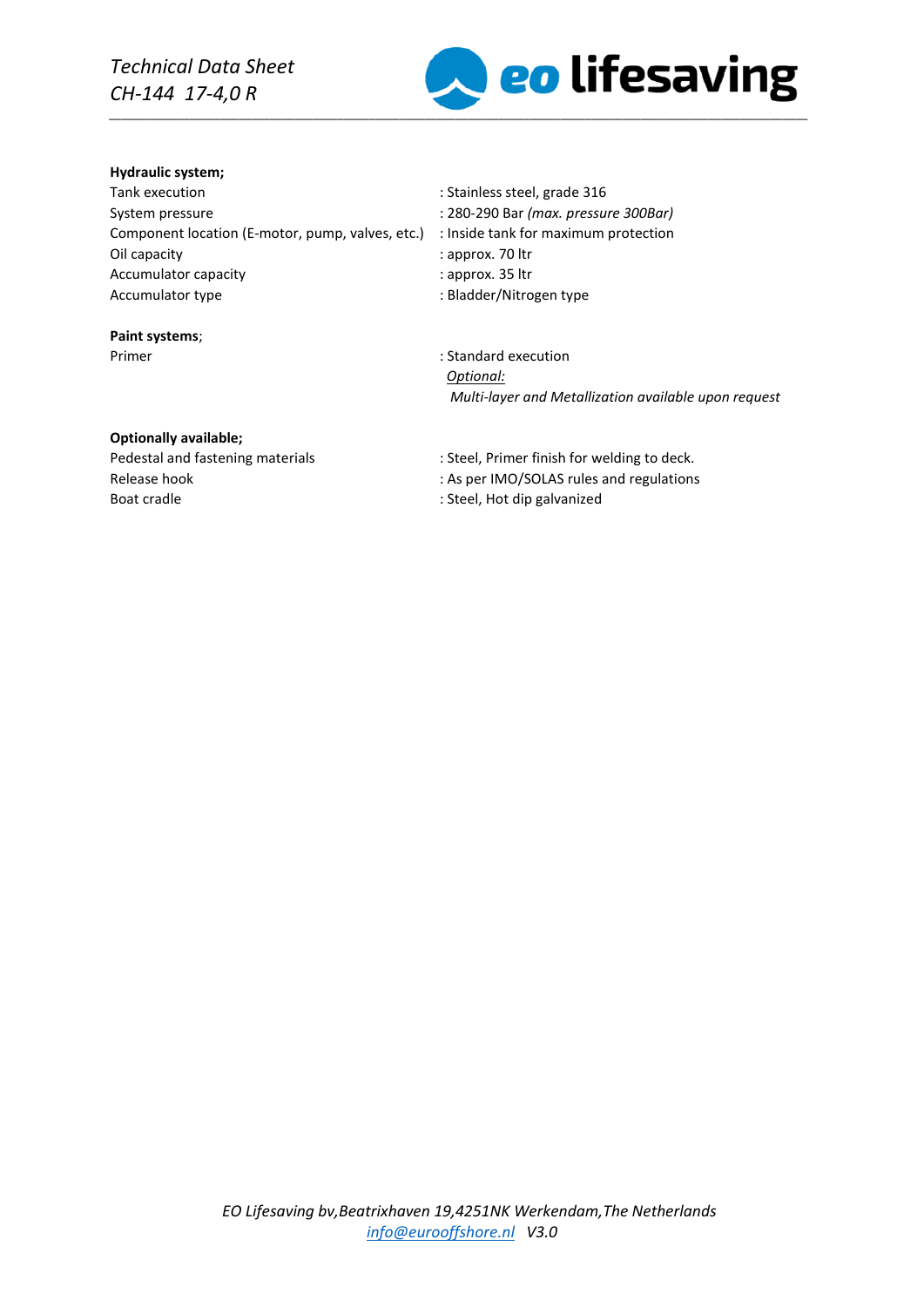**Hydraulic system;**

| | |
|---|---|
| Tank execution | : Stainless steel, grade 316 |
| System pressure | : 280-290 Bar *(max. pressure 300Bar)* |
| Component location (E-motor, pump, valves, etc.) | : Inside tank for maximum protection |
| Oil capacity | : approx. 70 ltr |
| Accumulator capacity | : approx. 35 ltr |
| Accumulator type | : Bladder/Nitrogen type |

**Paint systems**;

| | |
|---|---|
| Primer | : Standard execution<br>*Optional:*<br>*Multi-layer and Metallization available upon request* |

**Optionally available;**

| | |
|---|---|
| Pedestal and fastening materials | : Steel, Primer finish for welding to deck. |
| Release hook | : As per IMO/SOLAS rules and regulations |
| Boat cradle | : Steel, Hot dip galvanized |